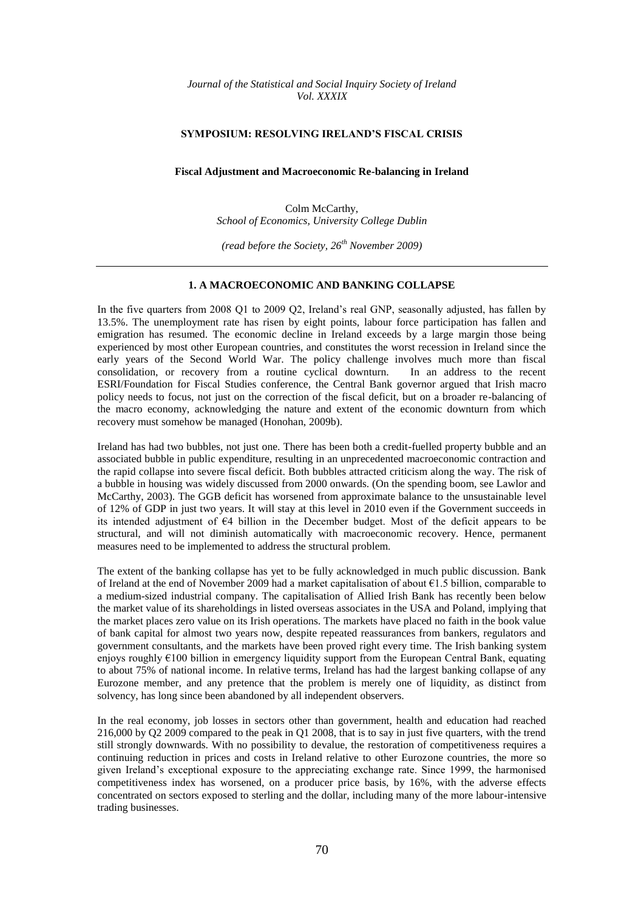*Journal of the Statistical and Social Inquiry Society of Ireland*
*Vol. XXXIX*

## SYMPOSIUM: RESOLVING IRELAND'S FISCAL CRISIS

# Fiscal Adjustment and Macroeconomic Re-balancing in Ireland

Colm McCarthy,
*School of Economics, University College Dublin*

*(read before the Society, 26th November 2009)*

---

## 1. A MACROECONOMIC AND BANKING COLLAPSE

In the five quarters from 2008 Q1 to 2009 Q2, Ireland's real GNP, seasonally adjusted, has fallen by 13.5%. The unemployment rate has risen by eight points, labour force participation has fallen and emigration has resumed. The economic decline in Ireland exceeds by a large margin those being experienced by most other European countries, and constitutes the worst recession in Ireland since the early years of the Second World War. The policy challenge involves much more than fiscal consolidation, or recovery from a routine cyclical downturn. In an address to the recent ESRI/Foundation for Fiscal Studies conference, the Central Bank governor argued that Irish macro policy needs to focus, not just on the correction of the fiscal deficit, but on a broader re-balancing of the macro economy, acknowledging the nature and extent of the economic downturn from which recovery must somehow be managed (Honohan, 2009b).

Ireland has had two bubbles, not just one. There has been both a credit-fuelled property bubble and an associated bubble in public expenditure, resulting in an unprecedented macroeconomic contraction and the rapid collapse into severe fiscal deficit. Both bubbles attracted criticism along the way. The risk of a bubble in housing was widely discussed from 2000 onwards. (On the spending boom, see Lawlor and McCarthy, 2003). The GGB deficit has worsened from approximate balance to the unsustainable level of 12% of GDP in just two years. It will stay at this level in 2010 even if the Government succeeds in its intended adjustment of €4 billion in the December budget. Most of the deficit appears to be structural, and will not diminish automatically with macroeconomic recovery. Hence, permanent measures need to be implemented to address the structural problem.

The extent of the banking collapse has yet to be fully acknowledged in much public discussion. Bank of Ireland at the end of November 2009 had a market capitalisation of about €1.5 billion, comparable to a medium-sized industrial company. The capitalisation of Allied Irish Bank has recently been below the market value of its shareholdings in listed overseas associates in the USA and Poland, implying that the market places zero value on its Irish operations. The markets have placed no faith in the book value of bank capital for almost two years now, despite repeated reassurances from bankers, regulators and government consultants, and the markets have been proved right every time. The Irish banking system enjoys roughly €100 billion in emergency liquidity support from the European Central Bank, equating to about 75% of national income. In relative terms, Ireland has had the largest banking collapse of any Eurozone member, and any pretence that the problem is merely one of liquidity, as distinct from solvency, has long since been abandoned by all independent observers.

In the real economy, job losses in sectors other than government, health and education had reached 216,000 by Q2 2009 compared to the peak in Q1 2008, that is to say in just five quarters, with the trend still strongly downwards. With no possibility to devalue, the restoration of competitiveness requires a continuing reduction in prices and costs in Ireland relative to other Eurozone countries, the more so given Ireland's exceptional exposure to the appreciating exchange rate. Since 1999, the harmonised competitiveness index has worsened, on a producer price basis, by 16%, with the adverse effects concentrated on sectors exposed to sterling and the dollar, including many of the more labour-intensive trading businesses.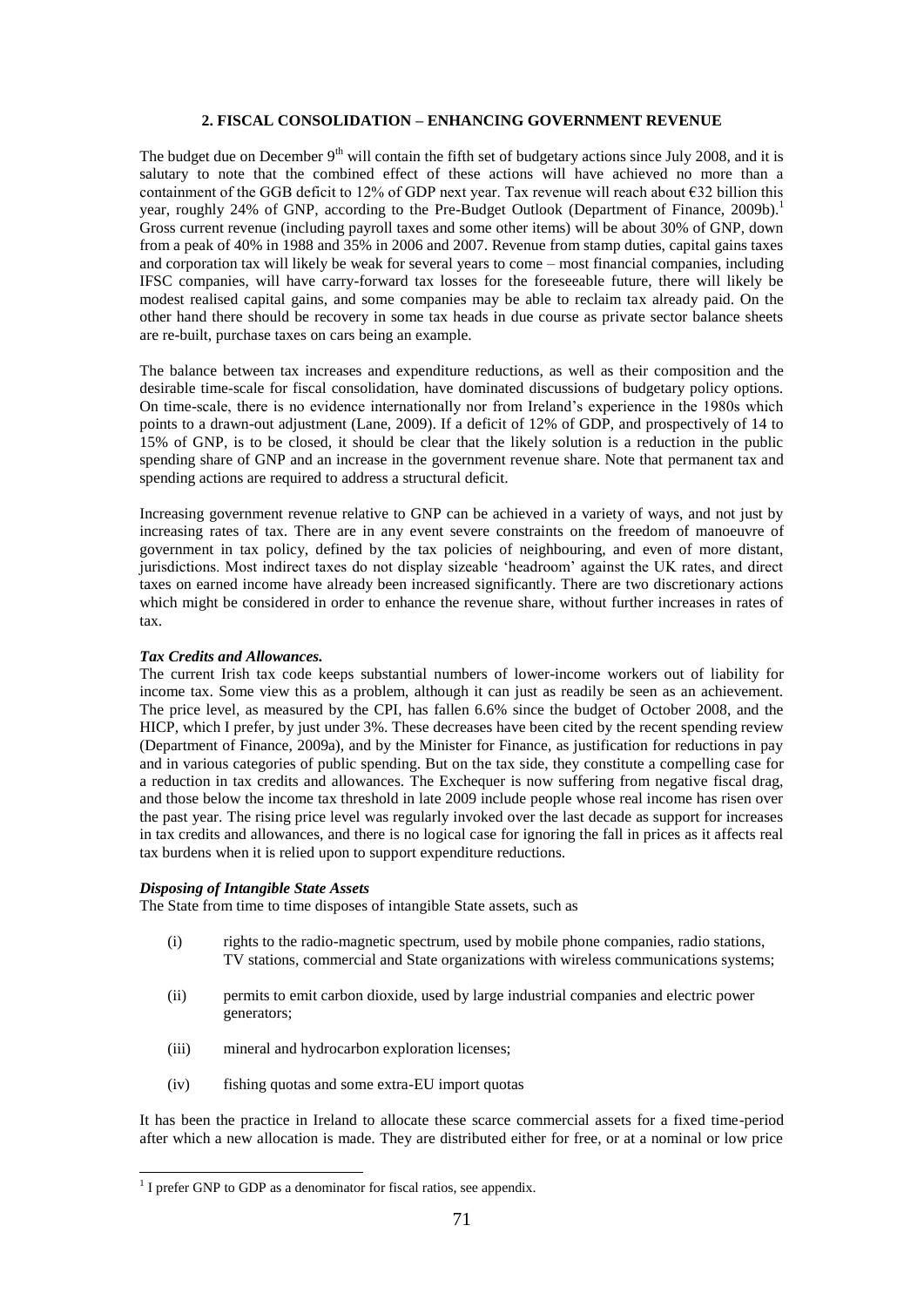## 2. FISCAL CONSOLIDATION – ENHANCING GOVERNMENT REVENUE

The budget due on December 9th will contain the fifth set of budgetary actions since July 2008, and it is salutary to note that the combined effect of these actions will have achieved no more than a containment of the GGB deficit to 12% of GDP next year. Tax revenue will reach about €32 billion this year, roughly 24% of GNP, according to the Pre-Budget Outlook (Department of Finance, 2009b).[1] Gross current revenue (including payroll taxes and some other items) will be about 30% of GNP, down from a peak of 40% in 1988 and 35% in 2006 and 2007. Revenue from stamp duties, capital gains taxes and corporation tax will likely be weak for several years to come – most financial companies, including IFSC companies, will have carry-forward tax losses for the foreseeable future, there will likely be modest realised capital gains, and some companies may be able to reclaim tax already paid. On the other hand there should be recovery in some tax heads in due course as private sector balance sheets are re-built, purchase taxes on cars being an example.

The balance between tax increases and expenditure reductions, as well as their composition and the desirable time-scale for fiscal consolidation, have dominated discussions of budgetary policy options. On time-scale, there is no evidence internationally nor from Ireland's experience in the 1980s which points to a drawn-out adjustment (Lane, 2009). If a deficit of 12% of GDP, and prospectively of 14 to 15% of GNP, is to be closed, it should be clear that the likely solution is a reduction in the public spending share of GNP and an increase in the government revenue share. Note that permanent tax and spending actions are required to address a structural deficit.

Increasing government revenue relative to GNP can be achieved in a variety of ways, and not just by increasing rates of tax. There are in any event severe constraints on the freedom of manoeuvre of government in tax policy, defined by the tax policies of neighbouring, and even of more distant, jurisdictions. Most indirect taxes do not display sizeable 'headroom' against the UK rates, and direct taxes on earned income have already been increased significantly. There are two discretionary actions which might be considered in order to enhance the revenue share, without further increases in rates of tax.

***Tax Credits and Allowances.***

The current Irish tax code keeps substantial numbers of lower-income workers out of liability for income tax. Some view this as a problem, although it can just as readily be seen as an achievement. The price level, as measured by the CPI, has fallen 6.6% since the budget of October 2008, and the HICP, which I prefer, by just under 3%. These decreases have been cited by the recent spending review (Department of Finance, 2009a), and by the Minister for Finance, as justification for reductions in pay and in various categories of public spending. But on the tax side, they constitute a compelling case for a reduction in tax credits and allowances. The Exchequer is now suffering from negative fiscal drag, and those below the income tax threshold in late 2009 include people whose real income has risen over the past year. The rising price level was regularly invoked over the last decade as support for increases in tax credits and allowances, and there is no logical case for ignoring the fall in prices as it affects real tax burdens when it is relied upon to support expenditure reductions.

***Disposing of Intangible State Assets***

The State from time to time disposes of intangible State assets, such as

(i) rights to the radio-magnetic spectrum, used by mobile phone companies, radio stations, TV stations, commercial and State organizations with wireless communications systems;

(ii) permits to emit carbon dioxide, used by large industrial companies and electric power generators;

(iii) mineral and hydrocarbon exploration licenses;

(iv) fishing quotas and some extra-EU import quotas

It has been the practice in Ireland to allocate these scarce commercial assets for a fixed time-period after which a new allocation is made. They are distributed either for free, or at a nominal or low price

[1] I prefer GNP to GDP as a denominator for fiscal ratios, see appendix.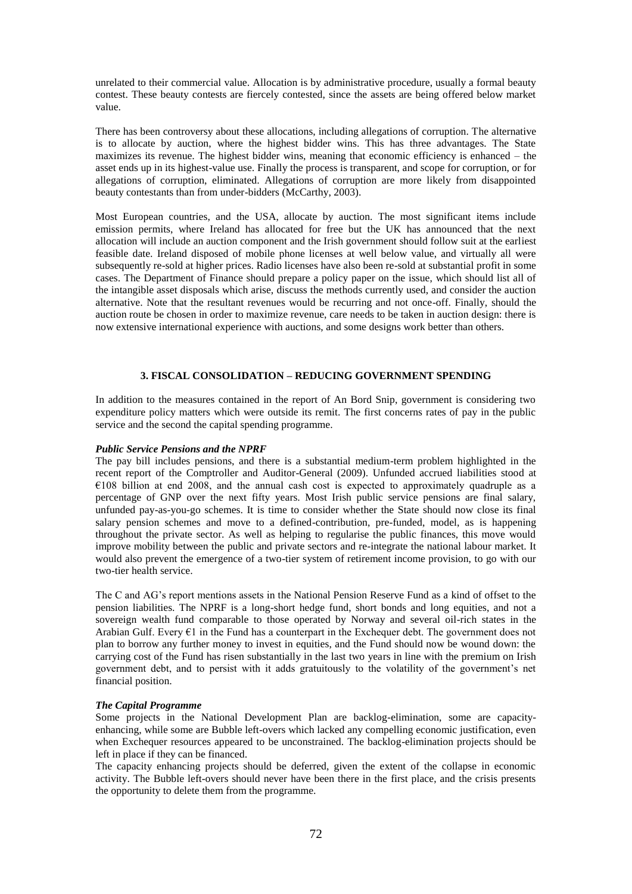unrelated to their commercial value. Allocation is by administrative procedure, usually a formal beauty contest. These beauty contests are fiercely contested, since the assets are being offered below market value.

There has been controversy about these allocations, including allegations of corruption. The alternative is to allocate by auction, where the highest bidder wins. This has three advantages. The State maximizes its revenue. The highest bidder wins, meaning that economic efficiency is enhanced – the asset ends up in its highest-value use. Finally the process is transparent, and scope for corruption, or for allegations of corruption, eliminated. Allegations of corruption are more likely from disappointed beauty contestants than from under-bidders (McCarthy, 2003).

Most European countries, and the USA, allocate by auction. The most significant items include emission permits, where Ireland has allocated for free but the UK has announced that the next allocation will include an auction component and the Irish government should follow suit at the earliest feasible date. Ireland disposed of mobile phone licenses at well below value, and virtually all were subsequently re-sold at higher prices. Radio licenses have also been re-sold at substantial profit in some cases. The Department of Finance should prepare a policy paper on the issue, which should list all of the intangible asset disposals which arise, discuss the methods currently used, and consider the auction alternative. Note that the resultant revenues would be recurring and not once-off. Finally, should the auction route be chosen in order to maximize revenue, care needs to be taken in auction design: there is now extensive international experience with auctions, and some designs work better than others.

## 3. FISCAL CONSOLIDATION – REDUCING GOVERNMENT SPENDING

In addition to the measures contained in the report of An Bord Snip, government is considering two expenditure policy matters which were outside its remit. The first concerns rates of pay in the public service and the second the capital spending programme.

***Public Service Pensions and the NPRF***

The pay bill includes pensions, and there is a substantial medium-term problem highlighted in the recent report of the Comptroller and Auditor-General (2009). Unfunded accrued liabilities stood at €108 billion at end 2008, and the annual cash cost is expected to approximately quadruple as a percentage of GNP over the next fifty years. Most Irish public service pensions are final salary, unfunded pay-as-you-go schemes. It is time to consider whether the State should now close its final salary pension schemes and move to a defined-contribution, pre-funded, model, as is happening throughout the private sector. As well as helping to regularise the public finances, this move would improve mobility between the public and private sectors and re-integrate the national labour market. It would also prevent the emergence of a two-tier system of retirement income provision, to go with our two-tier health service.

The C and AG's report mentions assets in the National Pension Reserve Fund as a kind of offset to the pension liabilities. The NPRF is a long-short hedge fund, short bonds and long equities, and not a sovereign wealth fund comparable to those operated by Norway and several oil-rich states in the Arabian Gulf. Every €1 in the Fund has a counterpart in the Exchequer debt. The government does not plan to borrow any further money to invest in equities, and the Fund should now be wound down: the carrying cost of the Fund has risen substantially in the last two years in line with the premium on Irish government debt, and to persist with it adds gratuitously to the volatility of the government's net financial position.

***The Capital Programme***

Some projects in the National Development Plan are backlog-elimination, some are capacity-enhancing, while some are Bubble left-overs which lacked any compelling economic justification, even when Exchequer resources appeared to be unconstrained. The backlog-elimination projects should be left in place if they can be financed.

The capacity enhancing projects should be deferred, given the extent of the collapse in economic activity. The Bubble left-overs should never have been there in the first place, and the crisis presents the opportunity to delete them from the programme.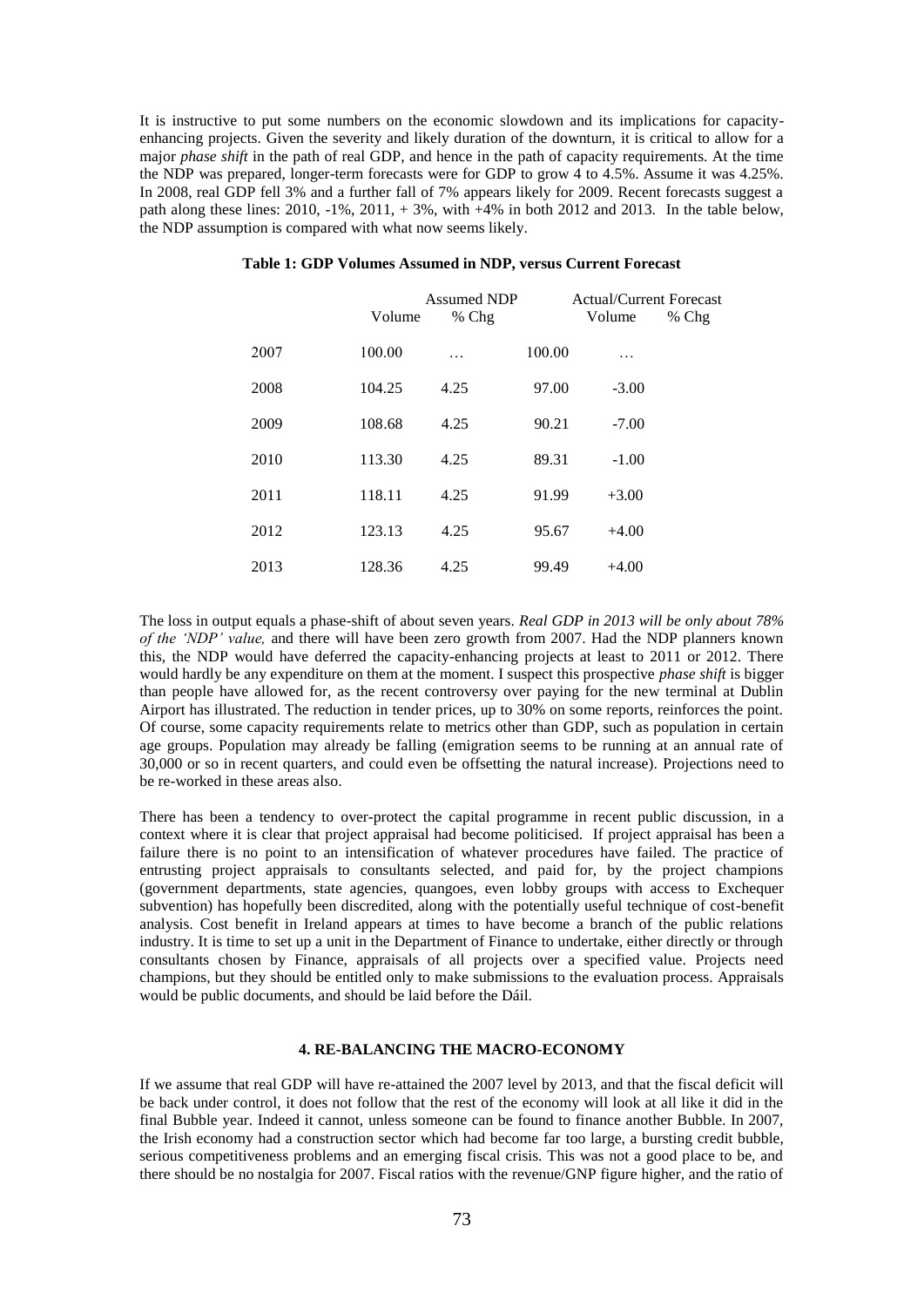It is instructive to put some numbers on the economic slowdown and its implications for capacity-enhancing projects. Given the severity and likely duration of the downturn, it is critical to allow for a major *phase shift* in the path of real GDP, and hence in the path of capacity requirements. At the time the NDP was prepared, longer-term forecasts were for GDP to grow 4 to 4.5%. Assume it was 4.25%. In 2008, real GDP fell 3% and a further fall of 7% appears likely for 2009. Recent forecasts suggest a path along these lines: 2010, -1%, 2011, + 3%, with +4% in both 2012 and 2013. In the table below, the NDP assumption is compared with what now seems likely.

**Table 1: GDP Volumes Assumed in NDP, versus Current Forecast**

| | Assumed NDP | | Actual/Current Forecast | |
|---|---|---|---|---|
| | Volume | % Chg | Volume | % Chg |
| 2007 | 100.00 | … | 100.00 | … |
| 2008 | 104.25 | 4.25 | 97.00 | -3.00 |
| 2009 | 108.68 | 4.25 | 90.21 | -7.00 |
| 2010 | 113.30 | 4.25 | 89.31 | -1.00 |
| 2011 | 118.11 | 4.25 | 91.99 | +3.00 |
| 2012 | 123.13 | 4.25 | 95.67 | +4.00 |
| 2013 | 128.36 | 4.25 | 99.49 | +4.00 |

The loss in output equals a phase-shift of about seven years. *Real GDP in 2013 will be only about 78% of the 'NDP' value,* and there will have been zero growth from 2007. Had the NDP planners known this, the NDP would have deferred the capacity-enhancing projects at least to 2011 or 2012. There would hardly be any expenditure on them at the moment. I suspect this prospective *phase shift* is bigger than people have allowed for, as the recent controversy over paying for the new terminal at Dublin Airport has illustrated. The reduction in tender prices, up to 30% on some reports, reinforces the point. Of course, some capacity requirements relate to metrics other than GDP, such as population in certain age groups. Population may already be falling (emigration seems to be running at an annual rate of 30,000 or so in recent quarters, and could even be offsetting the natural increase). Projections need to be re-worked in these areas also.

There has been a tendency to over-protect the capital programme in recent public discussion, in a context where it is clear that project appraisal had become politicised. If project appraisal has been a failure there is no point to an intensification of whatever procedures have failed. The practice of entrusting project appraisals to consultants selected, and paid for, by the project champions (government departments, state agencies, quangoes, even lobby groups with access to Exchequer subvention) has hopefully been discredited, along with the potentially useful technique of cost-benefit analysis. Cost benefit in Ireland appears at times to have become a branch of the public relations industry. It is time to set up a unit in the Department of Finance to undertake, either directly or through consultants chosen by Finance, appraisals of all projects over a specified value. Projects need champions, but they should be entitled only to make submissions to the evaluation process. Appraisals would be public documents, and should be laid before the Dáil.

## 4. RE-BALANCING THE MACRO-ECONOMY

If we assume that real GDP will have re-attained the 2007 level by 2013, and that the fiscal deficit will be back under control, it does not follow that the rest of the economy will look at all like it did in the final Bubble year. Indeed it cannot, unless someone can be found to finance another Bubble. In 2007, the Irish economy had a construction sector which had become far too large, a bursting credit bubble, serious competitiveness problems and an emerging fiscal crisis. This was not a good place to be, and there should be no nostalgia for 2007. Fiscal ratios with the revenue/GNP figure higher, and the ratio of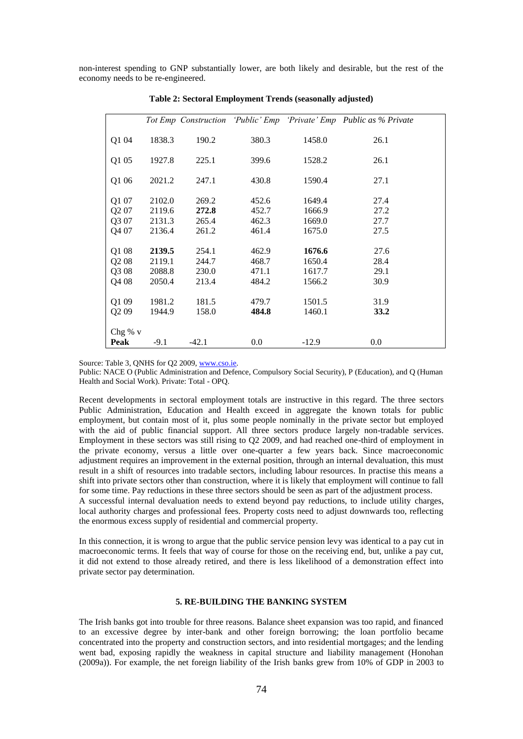non-interest spending to GNP substantially lower, are both likely and desirable, but the rest of the economy needs to be re-engineered.

**Table 2: Sectoral Employment Trends (seasonally adjusted)**

| | *Tot Emp* | *Construction* | *'Public' Emp* | *'Private' Emp* | *Public as % Private* |
|---|---|---|---|---|---|
| Q1 04 | 1838.3 | 190.2 | 380.3 | 1458.0 | 26.1 |
| Q1 05 | 1927.8 | 225.1 | 399.6 | 1528.2 | 26.1 |
| Q1 06 | 2021.2 | 247.1 | 430.8 | 1590.4 | 27.1 |
| Q1 07 | 2102.0 | 269.2 | 452.6 | 1649.4 | 27.4 |
| Q2 07 | 2119.6 | **272.8** | 452.7 | 1666.9 | 27.2 |
| Q3 07 | 2131.3 | 265.4 | 462.3 | 1669.0 | 27.7 |
| Q4 07 | 2136.4 | 261.2 | 461.4 | 1675.0 | 27.5 |
| Q1 08 | **2139.5** | 254.1 | 462.9 | **1676.6** | 27.6 |
| Q2 08 | 2119.1 | 244.7 | 468.7 | 1650.4 | 28.4 |
| Q3 08 | 2088.8 | 230.0 | 471.1 | 1617.7 | 29.1 |
| Q4 08 | 2050.4 | 213.4 | 484.2 | 1566.2 | 30.9 |
| Q1 09 | 1981.2 | 181.5 | 479.7 | 1501.5 | 31.9 |
| Q2 09 | 1944.9 | 158.0 | **484.8** | 1460.1 | **33.2** |
| Chg % v **Peak** | -9.1 | -42.1 | 0.0 | -12.9 | 0.0 |

Source: Table 3, QNHS for Q2 2009, www.cso.ie.
Public: NACE O (Public Administration and Defence, Compulsory Social Security), P (Education), and Q (Human Health and Social Work). Private: Total - OPQ.

Recent developments in sectoral employment totals are instructive in this regard. The three sectors Public Administration, Education and Health exceed in aggregate the known totals for public employment, but contain most of it, plus some people nominally in the private sector but employed with the aid of public financial support. All three sectors produce largely non-tradable services. Employment in these sectors was still rising to Q2 2009, and had reached one-third of employment in the private economy, versus a little over one-quarter a few years back. Since macroeconomic adjustment requires an improvement in the external position, through an internal devaluation, this must result in a shift of resources into tradable sectors, including labour resources. In practise this means a shift into private sectors other than construction, where it is likely that employment will continue to fall for some time. Pay reductions in these three sectors should be seen as part of the adjustment process.
A successful internal devaluation needs to extend beyond pay reductions, to include utility charges, local authority charges and professional fees. Property costs need to adjust downwards too, reflecting the enormous excess supply of residential and commercial property.

In this connection, it is wrong to argue that the public service pension levy was identical to a pay cut in macroeconomic terms. It feels that way of course for those on the receiving end, but, unlike a pay cut, it did not extend to those already retired, and there is less likelihood of a demonstration effect into private sector pay determination.

## 5. RE-BUILDING THE BANKING SYSTEM

The Irish banks got into trouble for three reasons. Balance sheet expansion was too rapid, and financed to an excessive degree by inter-bank and other foreign borrowing; the loan portfolio became concentrated into the property and construction sectors, and into residential mortgages; and the lending went bad, exposing rapidly the weakness in capital structure and liability management (Honohan (2009a)). For example, the net foreign liability of the Irish banks grew from 10% of GDP in 2003 to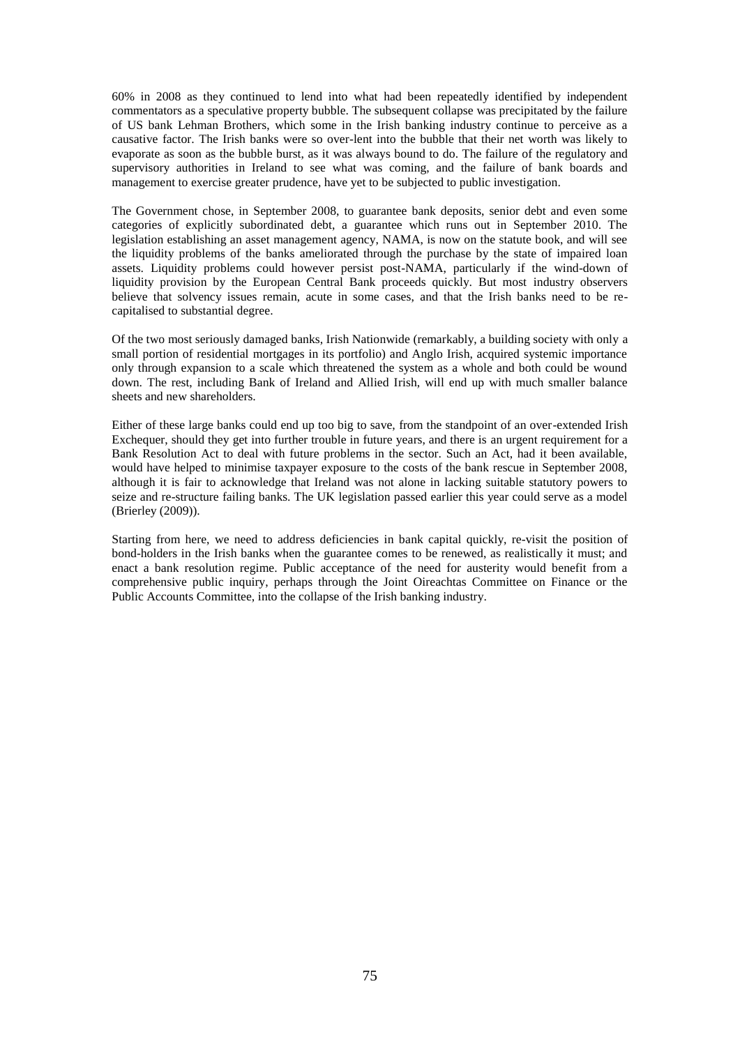60% in 2008 as they continued to lend into what had been repeatedly identified by independent commentators as a speculative property bubble. The subsequent collapse was precipitated by the failure of US bank Lehman Brothers, which some in the Irish banking industry continue to perceive as a causative factor. The Irish banks were so over-lent into the bubble that their net worth was likely to evaporate as soon as the bubble burst, as it was always bound to do. The failure of the regulatory and supervisory authorities in Ireland to see what was coming, and the failure of bank boards and management to exercise greater prudence, have yet to be subjected to public investigation.

The Government chose, in September 2008, to guarantee bank deposits, senior debt and even some categories of explicitly subordinated debt, a guarantee which runs out in September 2010. The legislation establishing an asset management agency, NAMA, is now on the statute book, and will see the liquidity problems of the banks ameliorated through the purchase by the state of impaired loan assets. Liquidity problems could however persist post-NAMA, particularly if the wind-down of liquidity provision by the European Central Bank proceeds quickly. But most industry observers believe that solvency issues remain, acute in some cases, and that the Irish banks need to be re-capitalised to substantial degree.

Of the two most seriously damaged banks, Irish Nationwide (remarkably, a building society with only a small portion of residential mortgages in its portfolio) and Anglo Irish, acquired systemic importance only through expansion to a scale which threatened the system as a whole and both could be wound down. The rest, including Bank of Ireland and Allied Irish, will end up with much smaller balance sheets and new shareholders.

Either of these large banks could end up too big to save, from the standpoint of an over-extended Irish Exchequer, should they get into further trouble in future years, and there is an urgent requirement for a Bank Resolution Act to deal with future problems in the sector. Such an Act, had it been available, would have helped to minimise taxpayer exposure to the costs of the bank rescue in September 2008, although it is fair to acknowledge that Ireland was not alone in lacking suitable statutory powers to seize and re-structure failing banks. The UK legislation passed earlier this year could serve as a model (Brierley (2009)).

Starting from here, we need to address deficiencies in bank capital quickly, re-visit the position of bond-holders in the Irish banks when the guarantee comes to be renewed, as realistically it must; and enact a bank resolution regime. Public acceptance of the need for austerity would benefit from a comprehensive public inquiry, perhaps through the Joint Oireachtas Committee on Finance or the Public Accounts Committee, into the collapse of the Irish banking industry.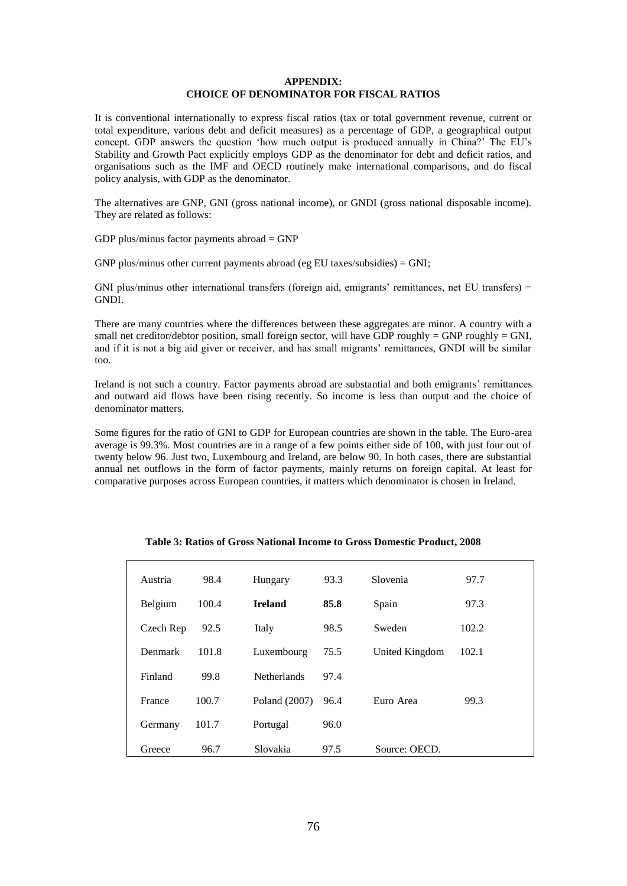# APPENDIX:
# CHOICE OF DENOMINATOR FOR FISCAL RATIOS

It is conventional internationally to express fiscal ratios (tax or total government revenue, current or total expenditure, various debt and deficit measures) as a percentage of GDP, a geographical output concept. GDP answers the question 'how much output is produced annually in China?' The EU's Stability and Growth Pact explicitly employs GDP as the denominator for debt and deficit ratios, and organisations such as the IMF and OECD routinely make international comparisons, and do fiscal policy analysis, with GDP as the denominator.

The alternatives are GNP, GNI (gross national income), or GNDI (gross national disposable income). They are related as follows:

GDP plus/minus factor payments abroad = GNP

GNP plus/minus other current payments abroad (eg EU taxes/subsidies) = GNI;

GNI plus/minus other international transfers (foreign aid, emigrants' remittances, net EU transfers) = GNDI.

There are many countries where the differences between these aggregates are minor. A country with a small net creditor/debtor position, small foreign sector, will have GDP roughly = GNP roughly = GNI, and if it is not a big aid giver or receiver, and has small migrants' remittances, GNDI will be similar too.

Ireland is not such a country. Factor payments abroad are substantial and both emigrants' remittances and outward aid flows have been rising recently. So income is less than output and the choice of denominator matters.

Some figures for the ratio of GNI to GDP for European countries are shown in the table. The Euro-area average is 99.3%. Most countries are in a range of a few points either side of 100, with just four out of twenty below 96. Just two, Luxembourg and Ireland, are below 90. In both cases, there are substantial annual net outflows in the form of factor payments, mainly returns on foreign capital. At least for comparative purposes across European countries, it matters which denominator is chosen in Ireland.

**Table 3: Ratios of Gross National Income to Gross Domestic Product, 2008**

| Country | Ratio | Country | Ratio | Country | Ratio |
|---|---|---|---|---|---|
| Austria | 98.4 | Hungary | 93.3 | Slovenia | 97.7 |
| Belgium | 100.4 | **Ireland** | **85.8** | Spain | 97.3 |
| Czech Rep | 92.5 | Italy | 98.5 | Sweden | 102.2 |
| Denmark | 101.8 | Luxembourg | 75.5 | United Kingdom | 102.1 |
| Finland | 99.8 | Netherlands | 97.4 | | |
| France | 100.7 | Poland (2007) | 96.4 | Euro Area | 99.3 |
| Germany | 101.7 | Portugal | 96.0 | | |
| Greece | 96.7 | Slovakia | 97.5 | Source: OECD. | |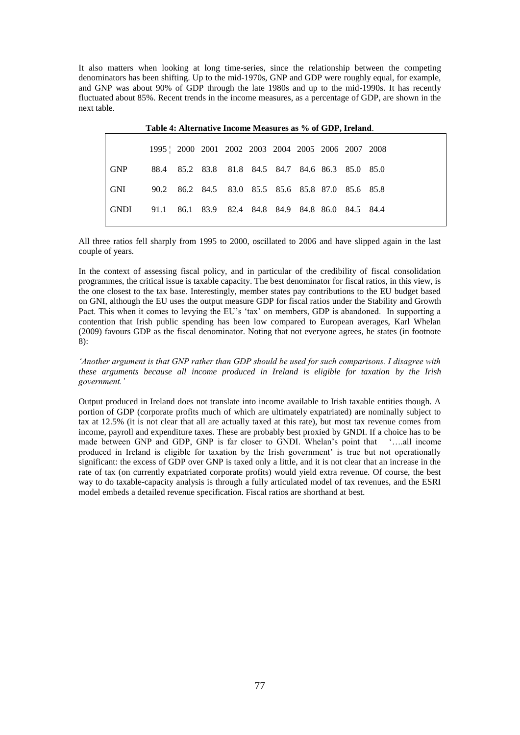It also matters when looking at long time-series, since the relationship between the competing denominators has been shifting. Up to the mid-1970s, GNP and GDP were roughly equal, for example, and GNP was about 90% of GDP through the late 1980s and up to the mid-1990s. It has recently fluctuated about 85%. Recent trends in the income measures, as a percentage of GDP, are shown in the next table.

**Table 4: Alternative Income Measures as % of GDP, Ireland**.

| | 1995 | 2000 | 2001 | 2002 | 2003 | 2004 | 2005 | 2006 | 2007 | 2008 |
|---|---|---|---|---|---|---|---|---|---|---|
| GNP | 88.4 | 85.2 | 83.8 | 81.8 | 84.5 | 84.7 | 84.6 | 86.3 | 85.0 | 85.0 |
| GNI | 90.2 | 86.2 | 84.5 | 83.0 | 85.5 | 85.6 | 85.8 | 87.0 | 85.6 | 85.8 |
| GNDI | 91.1 | 86.1 | 83.9 | 82.4 | 84.8 | 84.9 | 84.8 | 86.0 | 84.5 | 84.4 |

All three ratios fell sharply from 1995 to 2000, oscillated to 2006 and have slipped again in the last couple of years.

In the context of assessing fiscal policy, and in particular of the credibility of fiscal consolidation programmes, the critical issue is taxable capacity. The best denominator for fiscal ratios, in this view, is the one closest to the tax base. Interestingly, member states pay contributions to the EU budget based on GNI, although the EU uses the output measure GDP for fiscal ratios under the Stability and Growth Pact. This when it comes to levying the EU's 'tax' on members, GDP is abandoned. In supporting a contention that Irish public spending has been low compared to European averages, Karl Whelan (2009) favours GDP as the fiscal denominator. Noting that not everyone agrees, he states (in footnote 8):

*'Another argument is that GNP rather than GDP should be used for such comparisons. I disagree with these arguments because all income produced in Ireland is eligible for taxation by the Irish government.'*

Output produced in Ireland does not translate into income available to Irish taxable entities though. A portion of GDP (corporate profits much of which are ultimately expatriated) are nominally subject to tax at 12.5% (it is not clear that all are actually taxed at this rate), but most tax revenue comes from income, payroll and expenditure taxes. These are probably best proxied by GNDI. If a choice has to be made between GNP and GDP, GNP is far closer to GNDI. Whelan's point that '….all income produced in Ireland is eligible for taxation by the Irish government' is true but not operationally significant: the excess of GDP over GNP is taxed only a little, and it is not clear that an increase in the rate of tax (on currently expatriated corporate profits) would yield extra revenue. Of course, the best way to do taxable-capacity analysis is through a fully articulated model of tax revenues, and the ESRI model embeds a detailed revenue specification. Fiscal ratios are shorthand at best.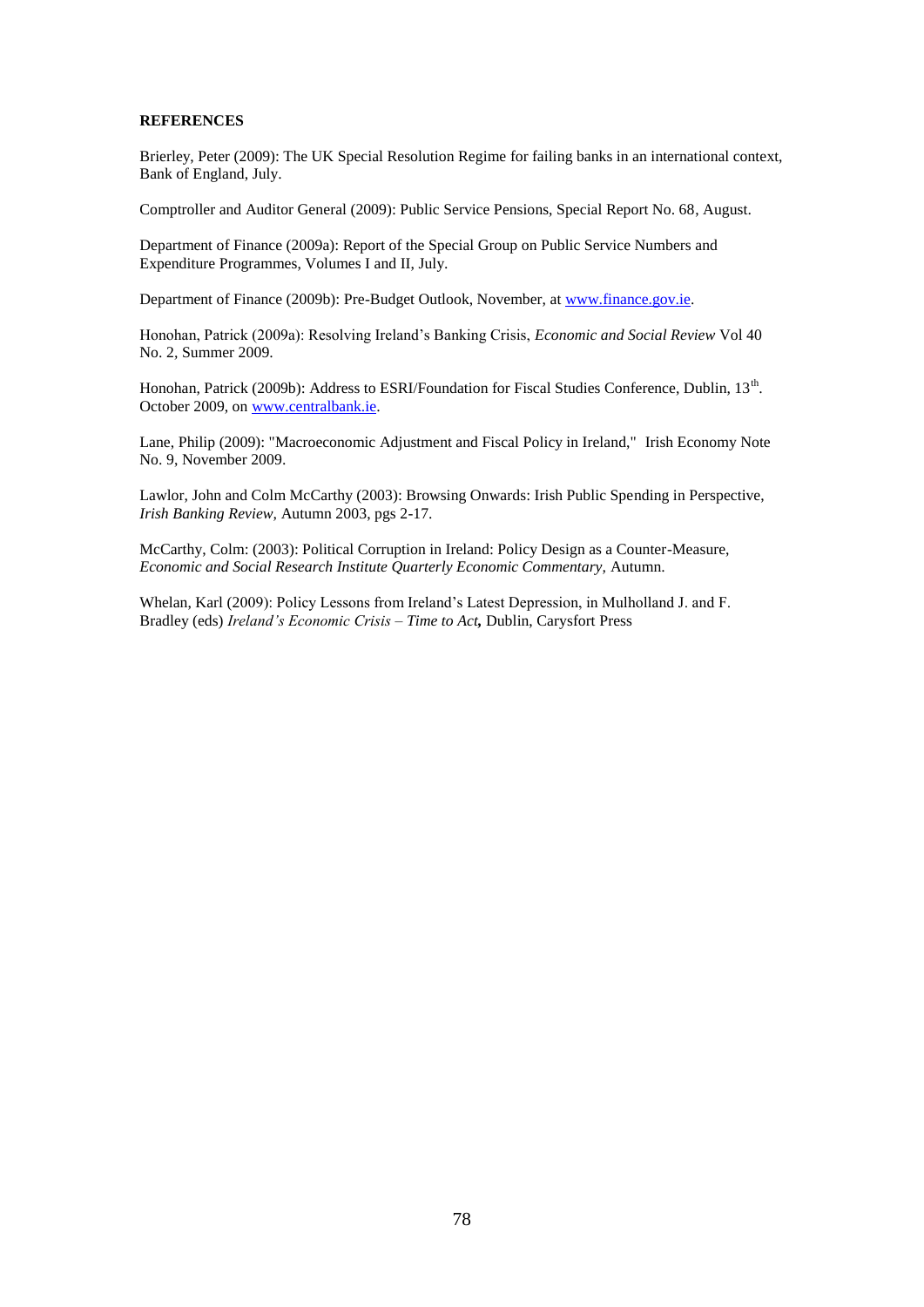**REFERENCES**

Brierley, Peter (2009): The UK Special Resolution Regime for failing banks in an international context, Bank of England, July.

Comptroller and Auditor General (2009): Public Service Pensions, Special Report No. 68, August.

Department of Finance (2009a): Report of the Special Group on Public Service Numbers and Expenditure Programmes, Volumes I and II, July.

Department of Finance (2009b): Pre-Budget Outlook, November, at www.finance.gov.ie.

Honohan, Patrick (2009a): Resolving Ireland's Banking Crisis, *Economic and Social Review* Vol 40 No. 2, Summer 2009.

Honohan, Patrick (2009b): Address to ESRI/Foundation for Fiscal Studies Conference, Dublin, 13th. October 2009, on www.centralbank.ie.

Lane, Philip (2009): "Macroeconomic Adjustment and Fiscal Policy in Ireland," Irish Economy Note No. 9, November 2009.

Lawlor, John and Colm McCarthy (2003): Browsing Onwards: Irish Public Spending in Perspective, *Irish Banking Review,* Autumn 2003, pgs 2-17.

McCarthy, Colm: (2003): Political Corruption in Ireland: Policy Design as a Counter-Measure, *Economic and Social Research Institute Quarterly Economic Commentary,* Autumn.

Whelan, Karl (2009): Policy Lessons from Ireland's Latest Depression, in Mulholland J. and F. Bradley (eds) *Ireland's Economic Crisis – Time to Act***,** Dublin, Carysfort Press